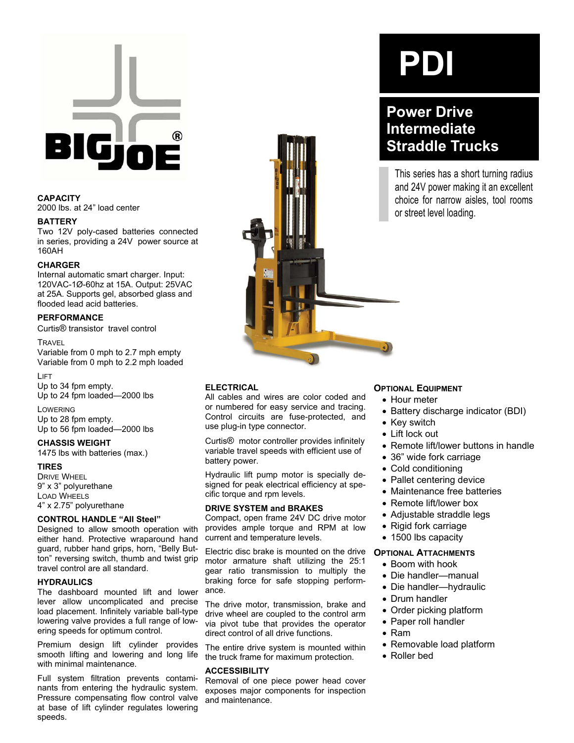# PDI

## Power Drive Intermediate Straddle Trucks

This series has a short turning radius and 24V power making it an excellent choice for narrow aisles, tool rooms or street level loading.

### CAPACITY
2000 lbs. at 24" load center

### BATTERY
Two 12V poly-cased batteries connected in series, providing a 24V power source at 160AH

### CHARGER
Internal automatic smart charger. Input: 120VAC-1Ø-60hz at 15A. Output: 25VAC at 25A. Supports gel, absorbed glass and flooded lead acid batteries.

### PERFORMANCE
Curtis® transistor travel control

TRAVEL
Variable from 0 mph to 2.7 mph empty
Variable from 0 mph to 2.2 mph loaded

LIFT
Up to 34 fpm empty.
Up to 24 fpm loaded—2000 lbs

LOWERING
Up to 28 fpm empty.
Up to 56 fpm loaded—2000 lbs

### CHASSIS WEIGHT
1475 lbs with batteries (max.)

### TIRES
DRIVE WHEEL
9" x 3" polyurethane
LOAD WHEELS
4" x 2.75" polyurethane

### CONTROL HANDLE "All Steel"
Designed to allow smooth operation with either hand. Protective wraparound hand guard, rubber hand grips, horn, "Belly Button" reversing switch, thumb and twist grip travel control are all standard.

### HYDRAULICS
The dashboard mounted lift and lower lever allow uncomplicated and precise load placement. Infinitely variable ball-type lowering valve provides a full range of lowering speeds for optimum control.

Premium design lift cylinder provides smooth lifting and lowering and long life with minimal maintenance.

Full system filtration prevents contaminants from entering the hydraulic system. Pressure compensating flow control valve at base of lift cylinder regulates lowering speeds.

### ELECTRICAL
All cables and wires are color coded and or numbered for easy service and tracing. Control circuits are fuse-protected, and use plug-in type connector.

Curtis® motor controller provides infinitely variable travel speeds with efficient use of battery power.

Hydraulic lift pump motor is specially designed for peak electrical efficiency at specific torque and rpm levels.

### DRIVE SYSTEM and BRAKES
Compact, open frame 24V DC drive motor provides ample torque and RPM at low current and temperature levels.

Electric disc brake is mounted on the drive motor armature shaft utilizing the 25:1 gear ratio transmission to multiply the braking force for safe stopping performance.

The drive motor, transmission, brake and drive wheel are coupled to the control arm via pivot tube that provides the operator direct control of all drive functions.

The entire drive system is mounted within the truck frame for maximum protection.

### ACCESSIBILITY
Removal of one piece power head cover exposes major components for inspection and maintenance.

### OPTIONAL EQUIPMENT
- Hour meter
- Battery discharge indicator (BDI)
- Key switch
- Lift lock out
- Remote lift/lower buttons in handle
- 36" wide fork carriage
- Cold conditioning
- Pallet centering device
- Maintenance free batteries
- Remote lift/lower box
- Adjustable straddle legs
- Rigid fork carriage
- 1500 lbs capacity

### OPTIONAL ATTACHMENTS
- Boom with hook
- Die handler—manual
- Die handler—hydraulic
- Drum handler
- Order picking platform
- Paper roll handler
- Ram
- Removable load platform
- Roller bed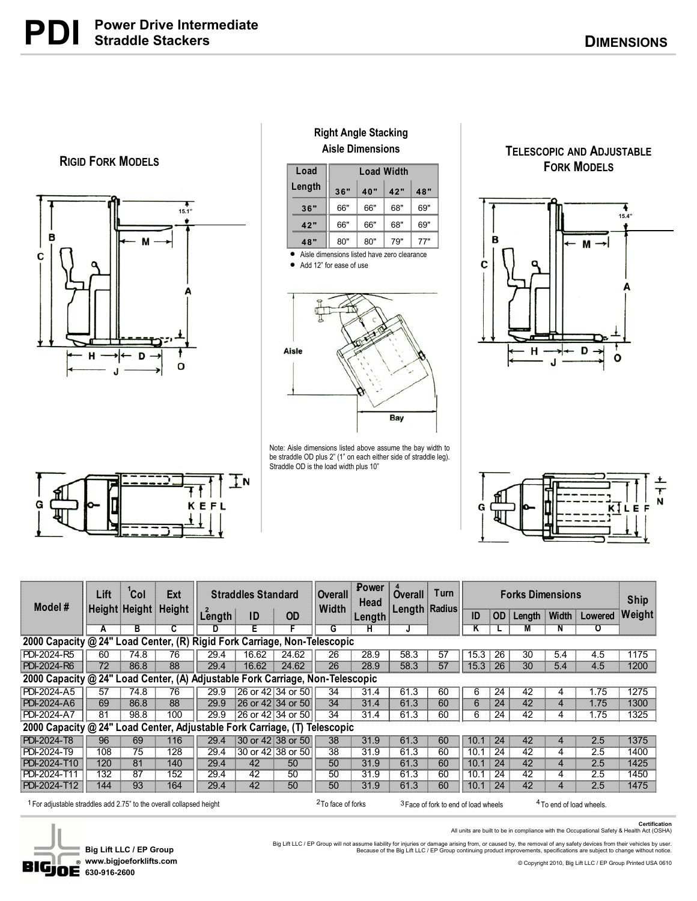# PDI Power Drive Intermediate Straddle Stackers

## Dimensions

### Rigid Fork Models

B
C
15.1"
M
A
H
D
J
O
G
N
K E F L

### Right Angle Stacking Aisle Dimensions

| Load Length | Load Width | | | |
|---|---|---|---|---|
| | 36" | 40" | 42" | 48" |
| 36" | 66" | 66" | 68" | 69" |
| 42" | 66" | 66" | 68" | 69" |
| 48" | 80" | 80" | 79" | 77" |

- Aisle dimensions listed have zero clearance
- Add 12" for ease of use

Aisle
Bay

Note: Aisle dimensions listed above assume the bay width to be straddle OD plus 2" (1" on each either side of straddle leg). Straddle OD is the load width plus 10"

### Telescopic and Adjustable Fork Models

15.4"
B
C
M
A
H
D
J
O
G
K L E F
N

| Model # | Lift Height | Col Height[1] | Ext Height | Straddles Standard | | | Overall Width | Power Head Length | Overall Length[4] | Turn Radius | Forks Dimensions | | | | | Ship Weight |
|---|---|---|---|---|---|---|---|---|---|---|---|---|---|---|---|---|
| | | | | Length[2] | ID | OD | | | | | ID | OD | Length | Width | Lowered | |
| | A | B | C | D | E | F | G | H | J | | K | L | M | N | O | |
| **2000 Capacity @ 24" Load Center, (R) Rigid Fork Carriage, Non-Telescopic** | | | | | | | | | | | | | | | | |
| PDI-2024-R5 | 60 | 74.8 | 76 | 29.4 | 16.62 | 24.62 | 26 | 28.9 | 58.3 | 57 | 15.3 | 26 | 30 | 5.4 | 4.5 | 1175 |
| PDI-2024-R6 | 72 | 86.8 | 88 | 29.4 | 16.62 | 24.62 | 26 | 28.9 | 58.3 | 57 | 15.3 | 26 | 30 | 5.4 | 4.5 | 1200 |
| **2000 Capacity @ 24" Load Center, (A) Adjustable Fork Carriage, Non-Telescopic** | | | | | | | | | | | | | | | | |
| PDI-2024-A5 | 57 | 74.8 | 76 | 29.9 | 26 or 42 | 34 or 50 | 34 | 31.4 | 61.3 | 60 | 6 | 24 | 42 | 4 | 1.75 | 1275 |
| PDI-2024-A6 | 69 | 86.8 | 88 | 29.9 | 26 or 42 | 34 or 50 | 34 | 31.4 | 61.3 | 60 | 6 | 24 | 42 | 4 | 1.75 | 1300 |
| PDI-2024-A7 | 81 | 98.8 | 100 | 29.9 | 26 or 42 | 34 or 50 | 34 | 31.4 | 61.3 | 60 | 6 | 24 | 42 | 4 | 1.75 | 1325 |
| **2000 Capacity @ 24" Load Center, Adjustable Fork Carriage, (T) Telescopic** | | | | | | | | | | | | | | | | |
| PDI-2024-T8 | 96 | 69 | 116 | 29.4 | 30 or 42 | 38 or 50 | 38 | 31.9 | 61.3 | 60 | 10.1 | 24 | 42 | 4 | 2.5 | 1375 |
| PDI-2024-T9 | 108 | 75 | 128 | 29.4 | 30 or 42 | 38 or 50 | 38 | 31.9 | 61.3 | 60 | 10.1 | 24 | 42 | 4 | 2.5 | 1400 |
| PDI-2024-T10 | 120 | 81 | 140 | 29.4 | 42 | 50 | 50 | 31.9 | 61.3 | 60 | 10.1 | 24 | 42 | 4 | 2.5 | 1425 |
| PDI-2024-T11 | 132 | 87 | 152 | 29.4 | 42 | 50 | 50 | 31.9 | 61.3 | 60 | 10.1 | 24 | 42 | 4 | 2.5 | 1450 |
| PDI-2024-T12 | 144 | 93 | 164 | 29.4 | 42 | 50 | 50 | 31.9 | 61.3 | 60 | 10.1 | 24 | 42 | 4 | 2.5 | 1475 |

[1] For adjustable straddles add 2.75" to the overall collapsed height
[2] To face of forks
[3] Face of fork to end of load wheels
[4] To end of load wheels.

**Certification**
All units are built to be in compliance with the Occupational Safety & Health Act (OSHA)

Big Lift LLC / EP Group will not assume liability for injuries or damage arising from, or caused by, the removal of any safety devices from their vehicles by user. Because of the Big Lift LLC / EP Group continuing product improvements, specifications are subject to change without notice.

**Big Lift LLC / EP Group**
**www.bigjoeforklifts.com**
**630-916-2600**

© Copyright 2010, Big Lift LLC / EP Group Printed USA 0610